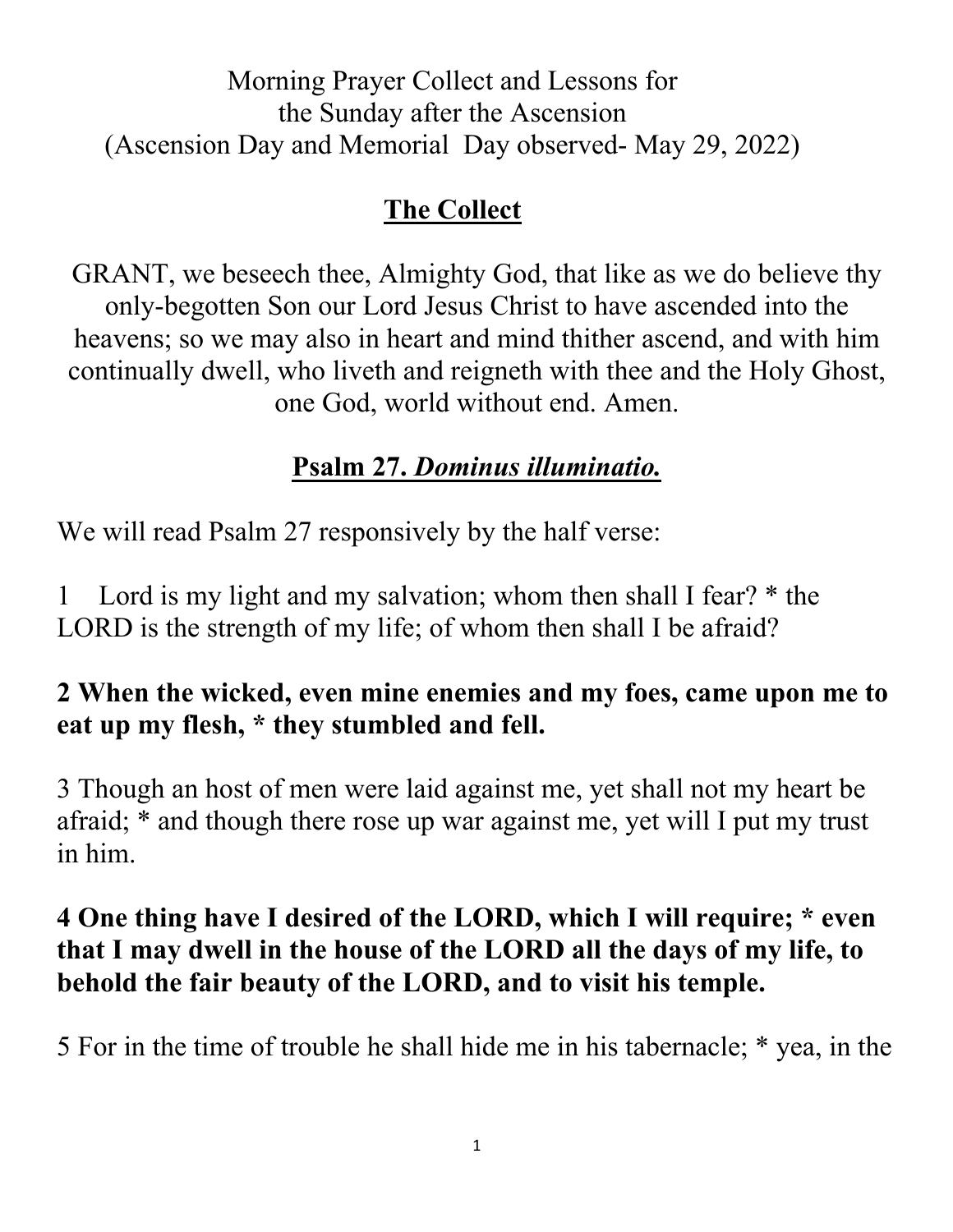Morning Prayer Collect and Lessons for the Sunday after the Ascension (Ascension Day and Memorial Day observed- May 29, 2022)

## The Collect

GRANT, we beseech thee, Almighty God, that like as we do believe thy only-begotten Son our Lord Jesus Christ to have ascended into the heavens; so we may also in heart and mind thither ascend, and with him continually dwell, who liveth and reigneth with thee and the Holy Ghost, one God, world without end. Amen.

## Psalm 27. *Dominus illuminatio.*

We will read Psalm 27 responsively by the half verse:

1 Lord is my light and my salvation; whom then shall I fear? * the LORD is the strength of my life; of whom then shall I be afraid?

**2 When the wicked, even mine enemies and my foes, came upon me to eat up my flesh, * they stumbled and fell.**

3 Though an host of men were laid against me, yet shall not my heart be afraid; * and though there rose up war against me, yet will I put my trust in him.

**4 One thing have I desired of the LORD, which I will require; * even that I may dwell in the house of the LORD all the days of my life, to behold the fair beauty of the LORD, and to visit his temple.**

5 For in the time of trouble he shall hide me in his tabernacle; * yea, in the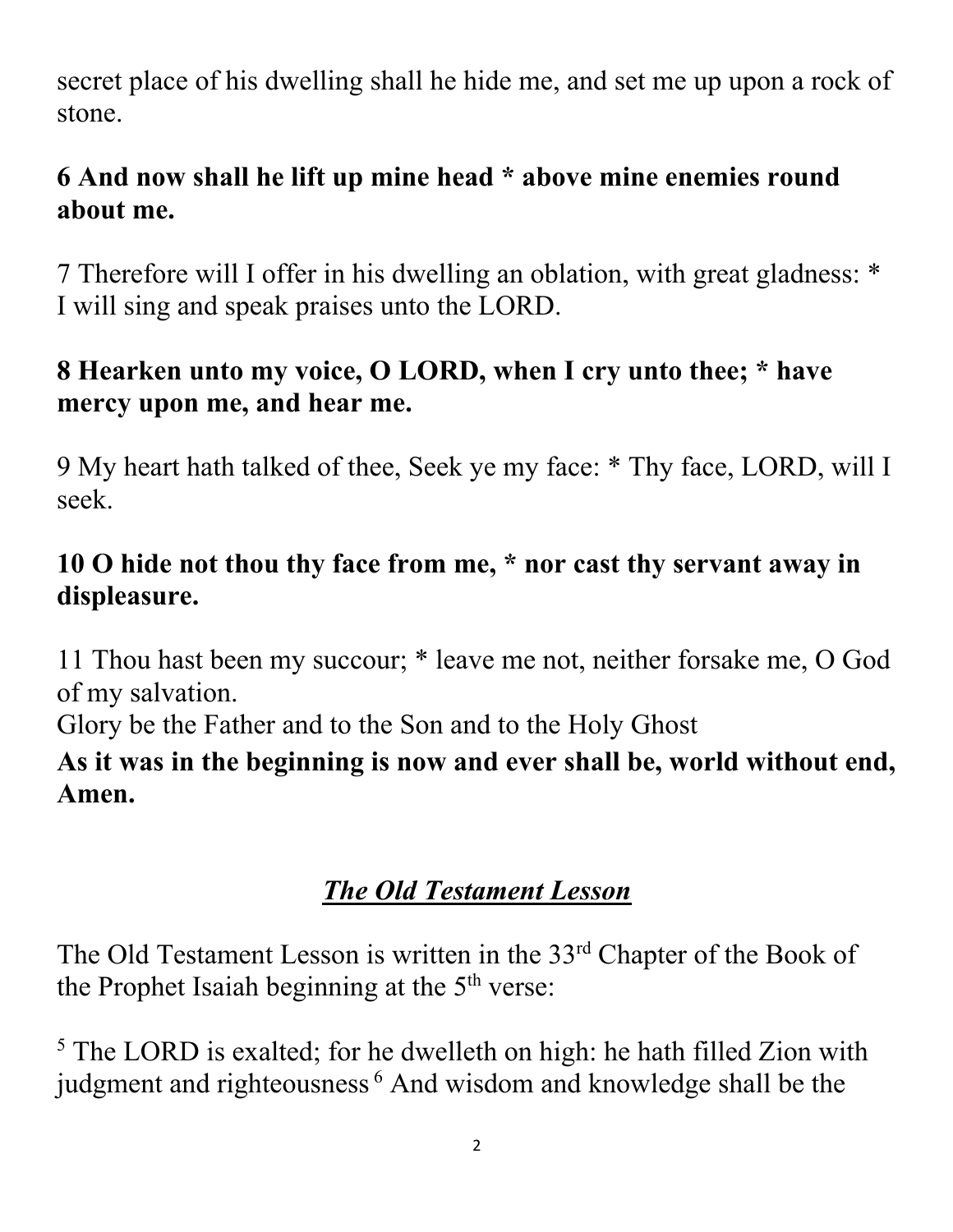secret place of his dwelling shall he hide me, and set me up upon a rock of stone.

**6 And now shall he lift up mine head * above mine enemies round about me.**

7 Therefore will I offer in his dwelling an oblation, with great gladness: * I will sing and speak praises unto the LORD.

**8 Hearken unto my voice, O LORD, when I cry unto thee; * have mercy upon me, and hear me.**

9 My heart hath talked of thee, Seek ye my face: * Thy face, LORD, will I seek.

**10 O hide not thou thy face from me, * nor cast thy servant away in displeasure.**

11 Thou hast been my succour; * leave me not, neither forsake me, O God of my salvation.
Glory be the Father and to the Son and to the Holy Ghost
**As it was in the beginning is now and ever shall be, world without end, Amen.**

## ***The Old Testament Lesson***

The Old Testament Lesson is written in the 33rd Chapter of the Book of the Prophet Isaiah beginning at the 5th verse:

[5] The LORD is exalted; for he dwelleth on high: he hath filled Zion with judgment and righteousness [6] And wisdom and knowledge shall be the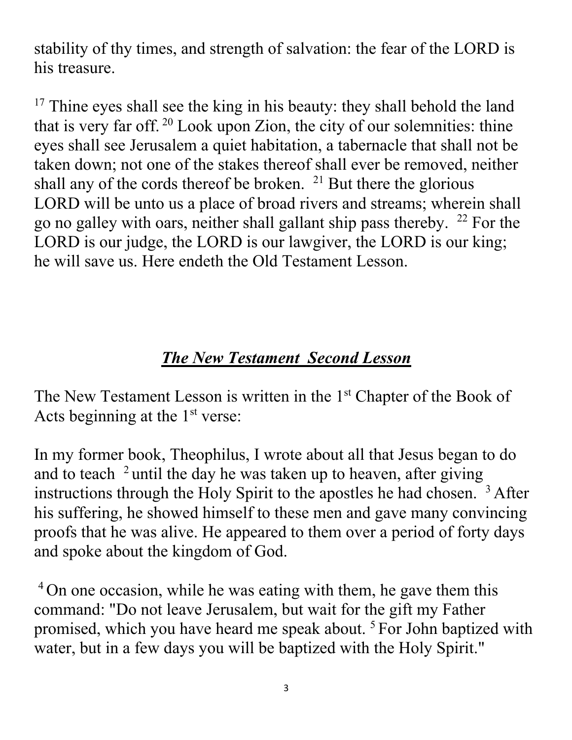stability of thy times, and strength of salvation: the fear of the LORD is his treasure.

[17] Thine eyes shall see the king in his beauty: they shall behold the land that is very far off. [20] Look upon Zion, the city of our solemnities: thine eyes shall see Jerusalem a quiet habitation, a tabernacle that shall not be taken down; not one of the stakes thereof shall ever be removed, neither shall any of the cords thereof be broken. [21] But there the glorious LORD will be unto us a place of broad rivers and streams; wherein shall go no galley with oars, neither shall gallant ship pass thereby. [22] For the LORD is our judge, the LORD is our lawgiver, the LORD is our king; he will save us. Here endeth the Old Testament Lesson.

## ***The New Testament Second Lesson***

The New Testament Lesson is written in the 1st Chapter of the Book of Acts beginning at the 1st verse:

In my former book, Theophilus, I wrote about all that Jesus began to do and to teach [2] until the day he was taken up to heaven, after giving instructions through the Holy Spirit to the apostles he had chosen. [3] After his suffering, he showed himself to these men and gave many convincing proofs that he was alive. He appeared to them over a period of forty days and spoke about the kingdom of God.

[4] On one occasion, while he was eating with them, he gave them this command: "Do not leave Jerusalem, but wait for the gift my Father promised, which you have heard me speak about. [5] For John baptized with water, but in a few days you will be baptized with the Holy Spirit."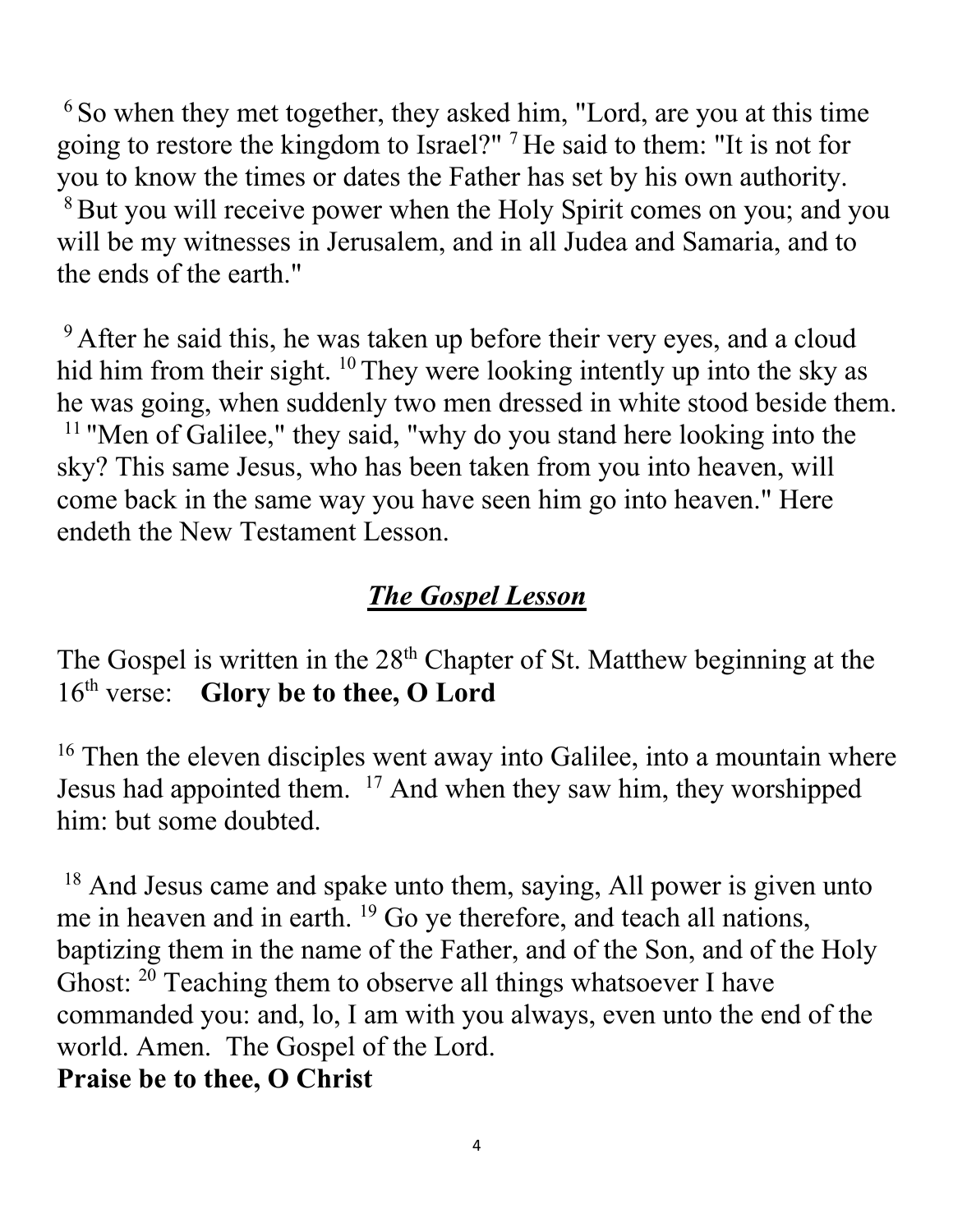[6] So when they met together, they asked him, "Lord, are you at this time going to restore the kingdom to Israel?" [7] He said to them: "It is not for you to know the times or dates the Father has set by his own authority. [8] But you will receive power when the Holy Spirit comes on you; and you will be my witnesses in Jerusalem, and in all Judea and Samaria, and to the ends of the earth."

[9] After he said this, he was taken up before their very eyes, and a cloud hid him from their sight. [10] They were looking intently up into the sky as he was going, when suddenly two men dressed in white stood beside them. [11] "Men of Galilee," they said, "why do you stand here looking into the sky? This same Jesus, who has been taken from you into heaven, will come back in the same way you have seen him go into heaven." Here endeth the New Testament Lesson.

## ***The Gospel Lesson***

The Gospel is written in the 28th Chapter of St. Matthew beginning at the 16th verse: **Glory be to thee, O Lord**

[16] Then the eleven disciples went away into Galilee, into a mountain where Jesus had appointed them. [17] And when they saw him, they worshipped him: but some doubted.

[18] And Jesus came and spake unto them, saying, All power is given unto me in heaven and in earth. [19] Go ye therefore, and teach all nations, baptizing them in the name of the Father, and of the Son, and of the Holy Ghost: [20] Teaching them to observe all things whatsoever I have commanded you: and, lo, I am with you always, even unto the end of the world. Amen. The Gospel of the Lord.
**Praise be to thee, O Christ**